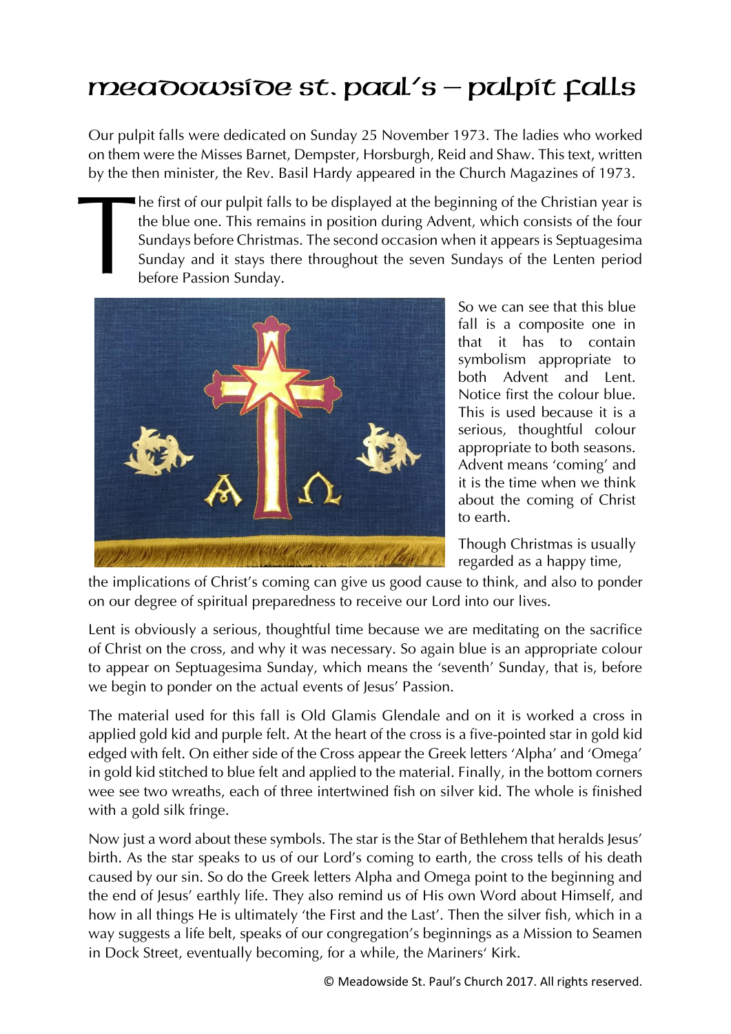# Meadowside St. Paul's – Pulpit Falls

Our pulpit falls were dedicated on Sunday 25 November 1973. The ladies who worked on them were the Misses Barnet, Dempster, Horsburgh, Reid and Shaw. This text, written by the then minister, the Rev. Basil Hardy appeared in the Church Magazines of 1973.

The first of our pulpit falls to be displayed at the beginning of the Christian year is the blue one. This remains in position during Advent, which consists of the four Sundays before Christmas. The second occasion when it appears is Septuagesima Sunday and it stays there throughout the seven Sundays of the Lenten period before Passion Sunday.

So we can see that this blue fall is a composite one in that it has to contain symbolism appropriate to both Advent and Lent. Notice first the colour blue. This is used because it is a serious, thoughtful colour appropriate to both seasons. Advent means 'coming' and it is the time when we think about the coming of Christ to earth.

Though Christmas is usually regarded as a happy time, the implications of Christ's coming can give us good cause to think, and also to ponder on our degree of spiritual preparedness to receive our Lord into our lives.

Lent is obviously a serious, thoughtful time because we are meditating on the sacrifice of Christ on the cross, and why it was necessary. So again blue is an appropriate colour to appear on Septuagesima Sunday, which means the 'seventh' Sunday, that is, before we begin to ponder on the actual events of Jesus' Passion.

The material used for this fall is Old Glamis Glendale and on it is worked a cross in applied gold kid and purple felt. At the heart of the cross is a five-pointed star in gold kid edged with felt. On either side of the Cross appear the Greek letters 'Alpha' and 'Omega' in gold kid stitched to blue felt and applied to the material. Finally, in the bottom corners wee see two wreaths, each of three intertwined fish on silver kid. The whole is finished with a gold silk fringe.

Now just a word about these symbols. The star is the Star of Bethlehem that heralds Jesus' birth. As the star speaks to us of our Lord's coming to earth, the cross tells of his death caused by our sin. So do the Greek letters Alpha and Omega point to the beginning and the end of Jesus' earthly life. They also remind us of His own Word about Himself, and how in all things He is ultimately 'the First and the Last'. Then the silver fish, which in a way suggests a life belt, speaks of our congregation's beginnings as a Mission to Seamen in Dock Street, eventually becoming, for a while, the Mariners' Kirk.

© Meadowside St. Paul's Church 2017. All rights reserved.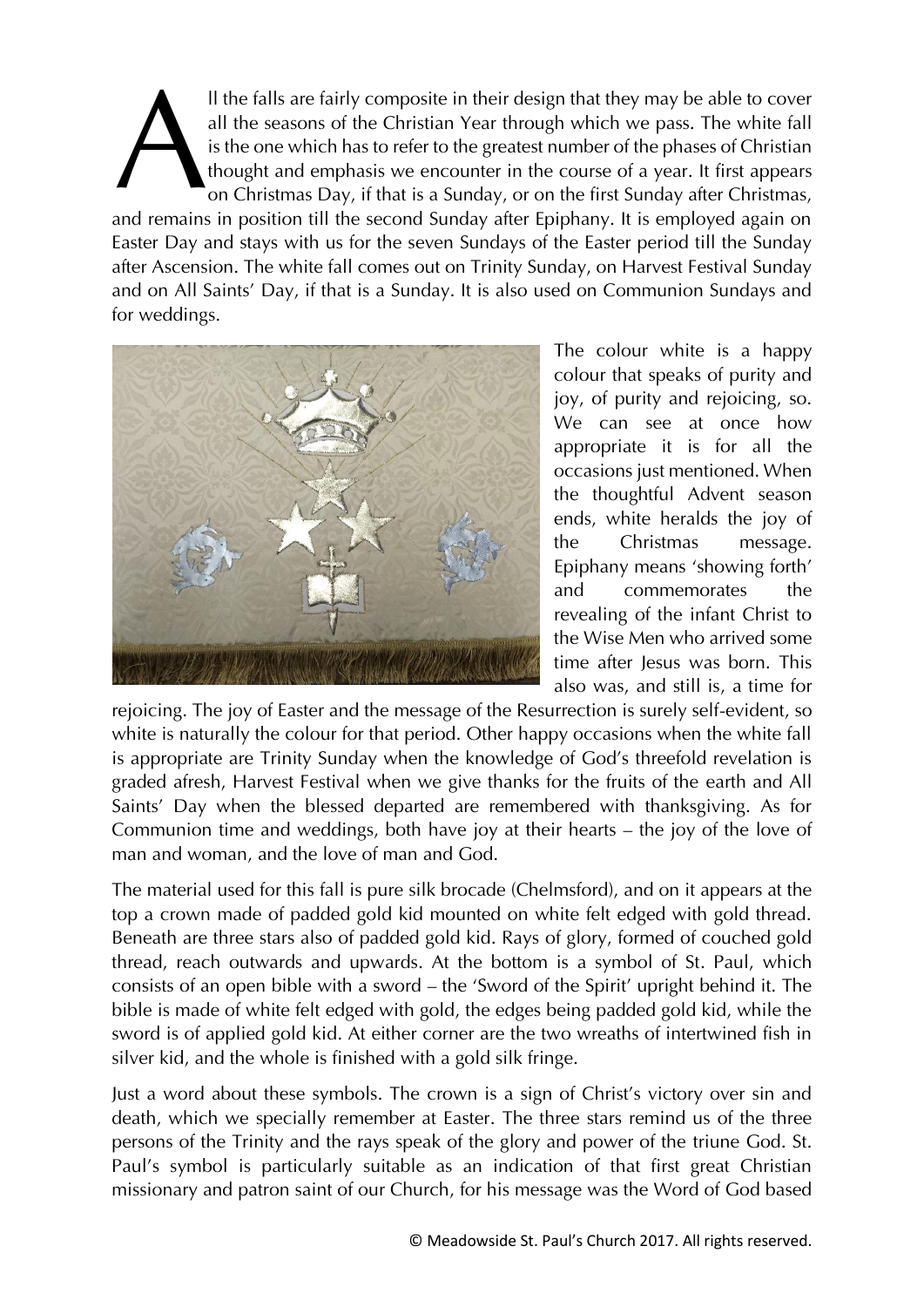All the falls are fairly composite in their design that they may be able to cover all the seasons of the Christian Year through which we pass. The white fall is the one which has to refer to the greatest number of the phases of Christian thought and emphasis we encounter in the course of a year. It first appears on Christmas Day, if that is a Sunday, or on the first Sunday after Christmas, and remains in position till the second Sunday after Epiphany. It is employed again on Easter Day and stays with us for the seven Sundays of the Easter period till the Sunday after Ascension. The white fall comes out on Trinity Sunday, on Harvest Festival Sunday and on All Saints' Day, if that is a Sunday. It is also used on Communion Sundays and for weddings.

The colour white is a happy colour that speaks of purity and joy, of purity and rejoicing, so. We can see at once how appropriate it is for all the occasions just mentioned. When the thoughtful Advent season ends, white heralds the joy of the Christmas message. Epiphany means 'showing forth' and commemorates the revealing of the infant Christ to the Wise Men who arrived some time after Jesus was born. This also was, and still is, a time for rejoicing. The joy of Easter and the message of the Resurrection is surely self-evident, so white is naturally the colour for that period. Other happy occasions when the white fall is appropriate are Trinity Sunday when the knowledge of God's threefold revelation is graded afresh, Harvest Festival when we give thanks for the fruits of the earth and All Saints' Day when the blessed departed are remembered with thanksgiving. As for Communion time and weddings, both have joy at their hearts – the joy of the love of man and woman, and the love of man and God.

The material used for this fall is pure silk brocade (Chelmsford), and on it appears at the top a crown made of padded gold kid mounted on white felt edged with gold thread. Beneath are three stars also of padded gold kid. Rays of glory, formed of couched gold thread, reach outwards and upwards. At the bottom is a symbol of St. Paul, which consists of an open bible with a sword – the 'Sword of the Spirit' upright behind it. The bible is made of white felt edged with gold, the edges being padded gold kid, while the sword is of applied gold kid. At either corner are the two wreaths of intertwined fish in silver kid, and the whole is finished with a gold silk fringe.

Just a word about these symbols. The crown is a sign of Christ's victory over sin and death, which we specially remember at Easter. The three stars remind us of the three persons of the Trinity and the rays speak of the glory and power of the triune God. St. Paul's symbol is particularly suitable as an indication of that first great Christian missionary and patron saint of our Church, for his message was the Word of God based

© Meadowside St. Paul's Church 2017. All rights reserved.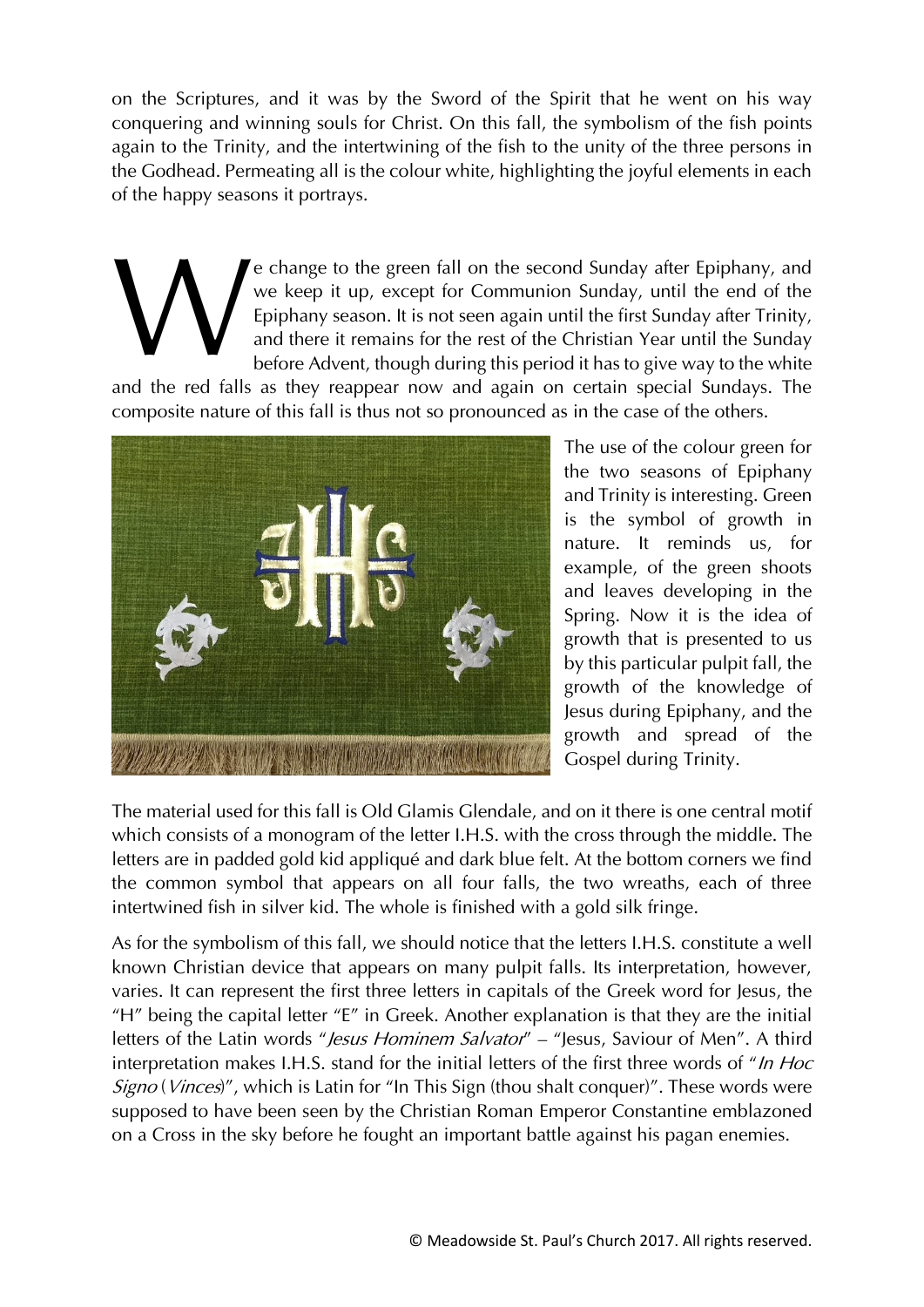on the Scriptures, and it was by the Sword of the Spirit that he went on his way conquering and winning souls for Christ. On this fall, the symbolism of the fish points again to the Trinity, and the intertwining of the fish to the unity of the three persons in the Godhead. Permeating all is the colour white, highlighting the joyful elements in each of the happy seasons it portrays.

We change to the green fall on the second Sunday after Epiphany, and we keep it up, except for Communion Sunday, until the end of the Epiphany season. It is not seen again until the first Sunday after Trinity, and there it remains for the rest of the Christian Year until the Sunday before Advent, though during this period it has to give way to the white and the red falls as they reappear now and again on certain special Sundays. The composite nature of this fall is thus not so pronounced as in the case of the others.

The use of the colour green for the two seasons of Epiphany and Trinity is interesting. Green is the symbol of growth in nature. It reminds us, for example, of the green shoots and leaves developing in the Spring. Now it is the idea of growth that is presented to us by this particular pulpit fall, the growth of the knowledge of Jesus during Epiphany, and the growth and spread of the Gospel during Trinity.

The material used for this fall is Old Glamis Glendale, and on it there is one central motif which consists of a monogram of the letter I.H.S. with the cross through the middle. The letters are in padded gold kid appliqué and dark blue felt. At the bottom corners we find the common symbol that appears on all four falls, the two wreaths, each of three intertwined fish in silver kid. The whole is finished with a gold silk fringe.

As for the symbolism of this fall, we should notice that the letters I.H.S. constitute a well known Christian device that appears on many pulpit falls. Its interpretation, however, varies. It can represent the first three letters in capitals of the Greek word for Jesus, the "H" being the capital letter "E" in Greek. Another explanation is that they are the initial letters of the Latin words "*Jesus Hominem Salvator*" – "Jesus, Saviour of Men". A third interpretation makes I.H.S. stand for the initial letters of the first three words of "*In Hoc Signo* (*Vinces*)", which is Latin for "In This Sign (thou shalt conquer)". These words were supposed to have been seen by the Christian Roman Emperor Constantine emblazoned on a Cross in the sky before he fought an important battle against his pagan enemies.

© Meadowside St. Paul's Church 2017. All rights reserved.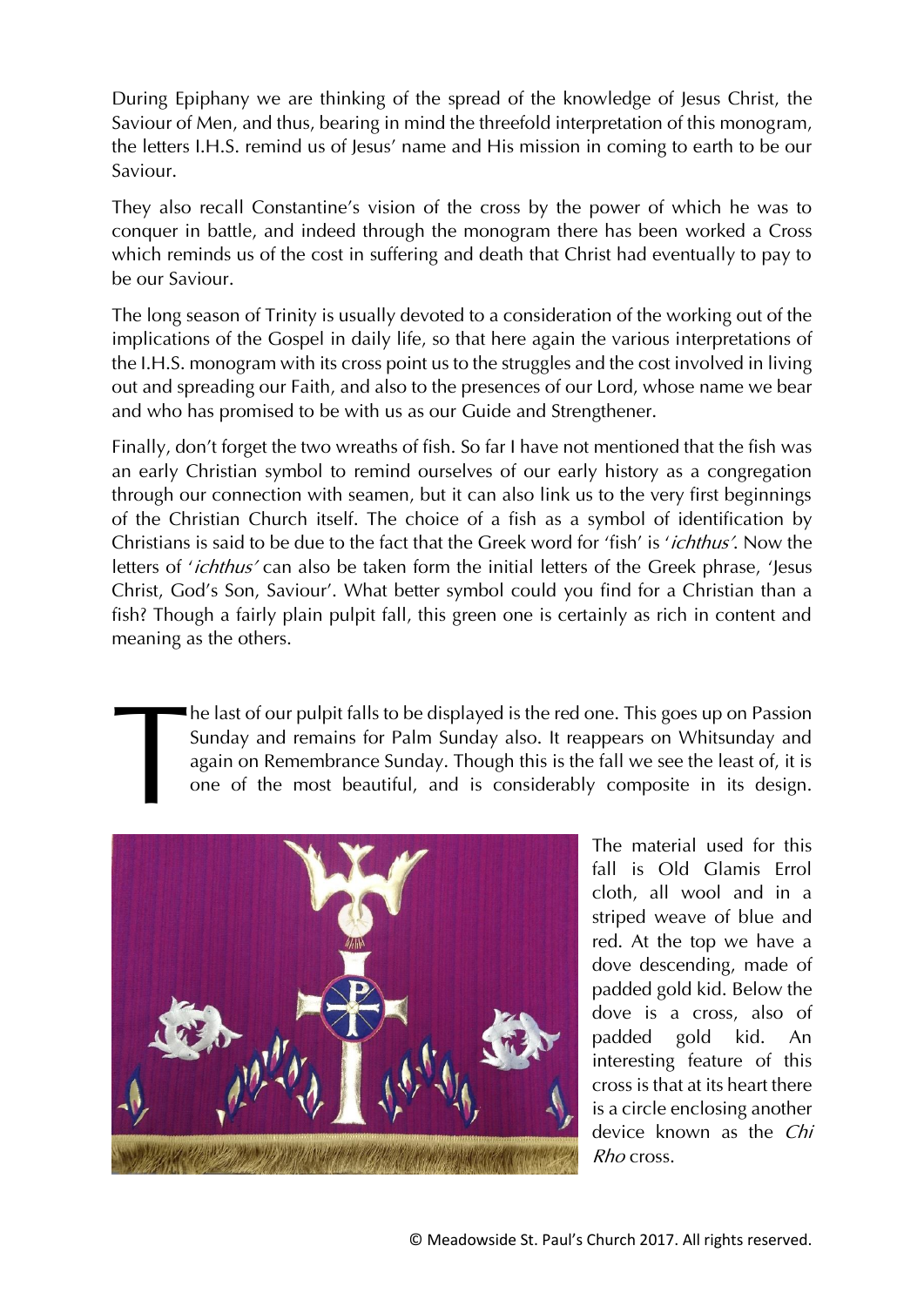During Epiphany we are thinking of the spread of the knowledge of Jesus Christ, the Saviour of Men, and thus, bearing in mind the threefold interpretation of this monogram, the letters I.H.S. remind us of Jesus' name and His mission in coming to earth to be our Saviour.

They also recall Constantine's vision of the cross by the power of which he was to conquer in battle, and indeed through the monogram there has been worked a Cross which reminds us of the cost in suffering and death that Christ had eventually to pay to be our Saviour.

The long season of Trinity is usually devoted to a consideration of the working out of the implications of the Gospel in daily life, so that here again the various interpretations of the I.H.S. monogram with its cross point us to the struggles and the cost involved in living out and spreading our Faith, and also to the presences of our Lord, whose name we bear and who has promised to be with us as our Guide and Strengthener.

Finally, don't forget the two wreaths of fish. So far I have not mentioned that the fish was an early Christian symbol to remind ourselves of our early history as a congregation through our connection with seamen, but it can also link us to the very first beginnings of the Christian Church itself. The choice of a fish as a symbol of identification by Christians is said to be due to the fact that the Greek word for 'fish' is '*ichthus'*. Now the letters of '*ichthus'* can also be taken form the initial letters of the Greek phrase, 'Jesus Christ, God's Son, Saviour'. What better symbol could you find for a Christian than a fish? Though a fairly plain pulpit fall, this green one is certainly as rich in content and meaning as the others.

The last of our pulpit falls to be displayed is the red one. This goes up on Passion Sunday and remains for Palm Sunday also. It reappears on Whitsunday and again on Remembrance Sunday. Though this is the fall we see the least of, it is one of the most beautiful, and is considerably composite in its design.

The material used for this fall is Old Glamis Errol cloth, all wool and in a striped weave of blue and red. At the top we have a dove descending, made of padded gold kid. Below the dove is a cross, also of padded gold kid. An interesting feature of this cross is that at its heart there is a circle enclosing another device known as the *Chi Rho* cross.

© Meadowside St. Paul's Church 2017. All rights reserved.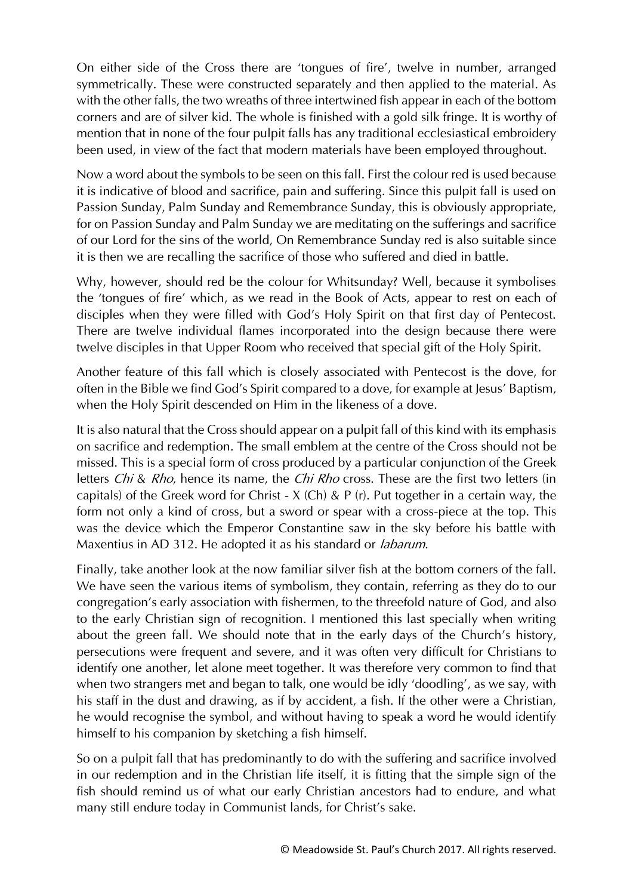On either side of the Cross there are 'tongues of fire', twelve in number, arranged symmetrically. These were constructed separately and then applied to the material. As with the other falls, the two wreaths of three intertwined fish appear in each of the bottom corners and are of silver kid. The whole is finished with a gold silk fringe. It is worthy of mention that in none of the four pulpit falls has any traditional ecclesiastical embroidery been used, in view of the fact that modern materials have been employed throughout.

Now a word about the symbols to be seen on this fall. First the colour red is used because it is indicative of blood and sacrifice, pain and suffering. Since this pulpit fall is used on Passion Sunday, Palm Sunday and Remembrance Sunday, this is obviously appropriate, for on Passion Sunday and Palm Sunday we are meditating on the sufferings and sacrifice of our Lord for the sins of the world, On Remembrance Sunday red is also suitable since it is then we are recalling the sacrifice of those who suffered and died in battle.

Why, however, should red be the colour for Whitsunday? Well, because it symbolises the 'tongues of fire' which, as we read in the Book of Acts, appear to rest on each of disciples when they were filled with God's Holy Spirit on that first day of Pentecost. There are twelve individual flames incorporated into the design because there were twelve disciples in that Upper Room who received that special gift of the Holy Spirit.

Another feature of this fall which is closely associated with Pentecost is the dove, for often in the Bible we find God's Spirit compared to a dove, for example at Jesus' Baptism, when the Holy Spirit descended on Him in the likeness of a dove.

It is also natural that the Cross should appear on a pulpit fall of this kind with its emphasis on sacrifice and redemption. The small emblem at the centre of the Cross should not be missed. This is a special form of cross produced by a particular conjunction of the Greek letters *Chi* & *Rho*, hence its name, the *Chi Rho* cross. These are the first two letters (in capitals) of the Greek word for Christ - X (Ch) & P (r). Put together in a certain way, the form not only a kind of cross, but a sword or spear with a cross-piece at the top. This was the device which the Emperor Constantine saw in the sky before his battle with Maxentius in AD 312. He adopted it as his standard or *labarum*.

Finally, take another look at the now familiar silver fish at the bottom corners of the fall. We have seen the various items of symbolism, they contain, referring as they do to our congregation's early association with fishermen, to the threefold nature of God, and also to the early Christian sign of recognition. I mentioned this last specially when writing about the green fall. We should note that in the early days of the Church's history, persecutions were frequent and severe, and it was often very difficult for Christians to identify one another, let alone meet together. It was therefore very common to find that when two strangers met and began to talk, one would be idly 'doodling', as we say, with his staff in the dust and drawing, as if by accident, a fish. If the other were a Christian, he would recognise the symbol, and without having to speak a word he would identify himself to his companion by sketching a fish himself.

So on a pulpit fall that has predominantly to do with the suffering and sacrifice involved in our redemption and in the Christian life itself, it is fitting that the simple sign of the fish should remind us of what our early Christian ancestors had to endure, and what many still endure today in Communist lands, for Christ's sake.

© Meadowside St. Paul's Church 2017. All rights reserved.